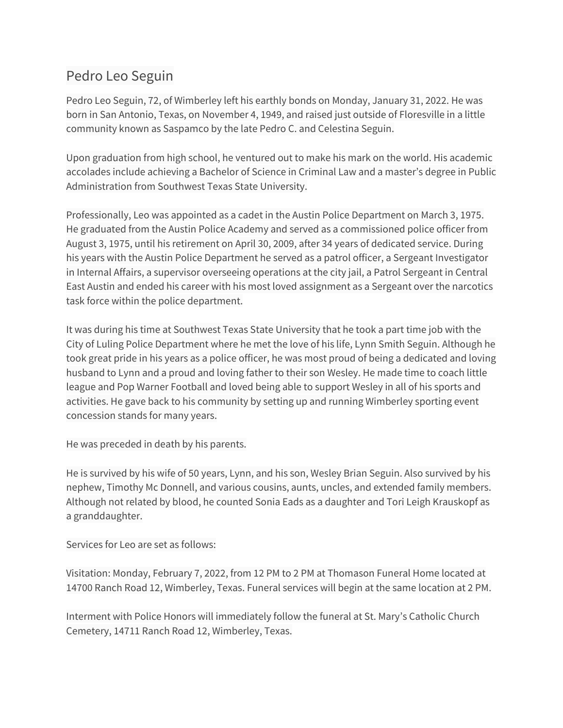# Pedro Leo Seguin

Pedro Leo Seguin, 72, of Wimberley left his earthly bonds on Monday, January 31, 2022. He was born in San Antonio, Texas, on November 4, 1949, and raised just outside of Floresville in a little community known as Saspamco by the late Pedro C. and Celestina Seguin.

Upon graduation from high school, he ventured out to make his mark on the world. His academic accolades include achieving a Bachelor of Science in Criminal Law and a master's degree in Public Administration from Southwest Texas State University.

Professionally, Leo was appointed as a cadet in the Austin Police Department on March 3, 1975. He graduated from the Austin Police Academy and served as a commissioned police officer from August 3, 1975, until his retirement on April 30, 2009, after 34 years of dedicated service. During his years with the Austin Police Department he served as a patrol officer, a Sergeant Investigator in Internal Affairs, a supervisor overseeing operations at the city jail, a Patrol Sergeant in Central East Austin and ended his career with his most loved assignment as a Sergeant over the narcotics task force within the police department.

It was during his time at Southwest Texas State University that he took a part time job with the City of Luling Police Department where he met the love of his life, Lynn Smith Seguin. Although he took great pride in his years as a police officer, he was most proud of being a dedicated and loving husband to Lynn and a proud and loving father to their son Wesley. He made time to coach little league and Pop Warner Football and loved being able to support Wesley in all of his sports and activities. He gave back to his community by setting up and running Wimberley sporting event concession stands for many years.

He was preceded in death by his parents.

He is survived by his wife of 50 years, Lynn, and his son, Wesley Brian Seguin. Also survived by his nephew, Timothy Mc Donnell, and various cousins, aunts, uncles, and extended family members. Although not related by blood, he counted Sonia Eads as a daughter and Tori Leigh Krauskopf as a granddaughter.

Services for Leo are set as follows:

Visitation: Monday, February 7, 2022, from 12 PM to 2 PM at Thomason Funeral Home located at 14700 Ranch Road 12, Wimberley, Texas. Funeral services will begin at the same location at 2 PM.

Interment with Police Honors will immediately follow the funeral at St. Mary's Catholic Church Cemetery, 14711 Ranch Road 12, Wimberley, Texas.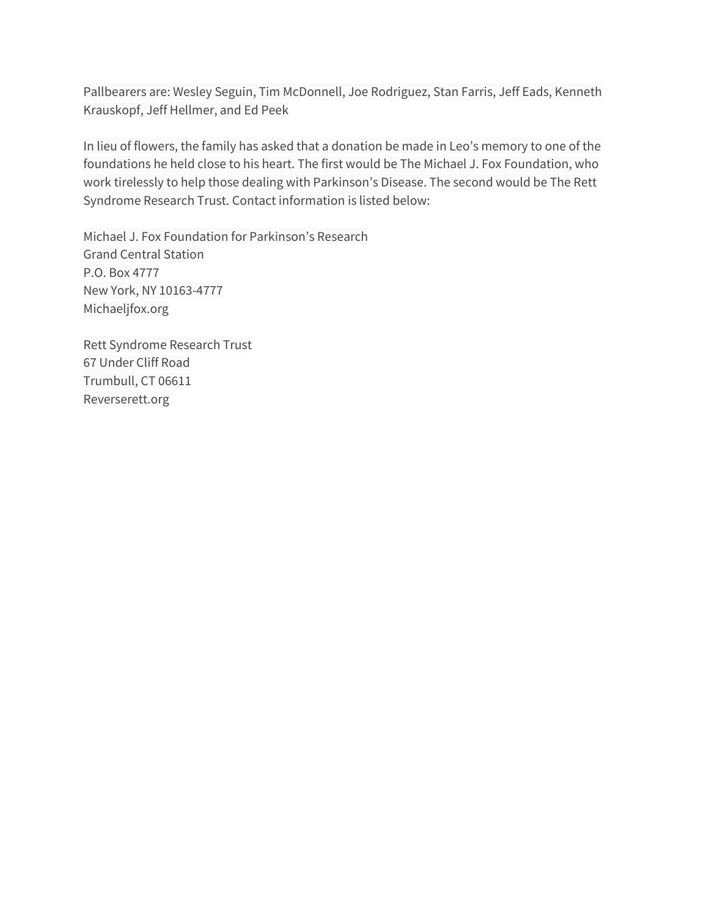Pallbearers are: Wesley Seguin, Tim McDonnell, Joe Rodriguez, Stan Farris, Jeff Eads, Kenneth Krauskopf, Jeff Hellmer, and Ed Peek

In lieu of flowers, the family has asked that a donation be made in Leo's memory to one of the foundations he held close to his heart. The first would be The Michael J. Fox Foundation, who work tirelessly to help those dealing with Parkinson's Disease. The second would be The Rett Syndrome Research Trust. Contact information is listed below:

Michael J. Fox Foundation for Parkinson's Research  
Grand Central Station  
P.O. Box 4777  
New York, NY 10163-4777  
Michaeljfox.org

Rett Syndrome Research Trust  
67 Under Cliff Road  
Trumbull, CT 06611  
Reverserett.org